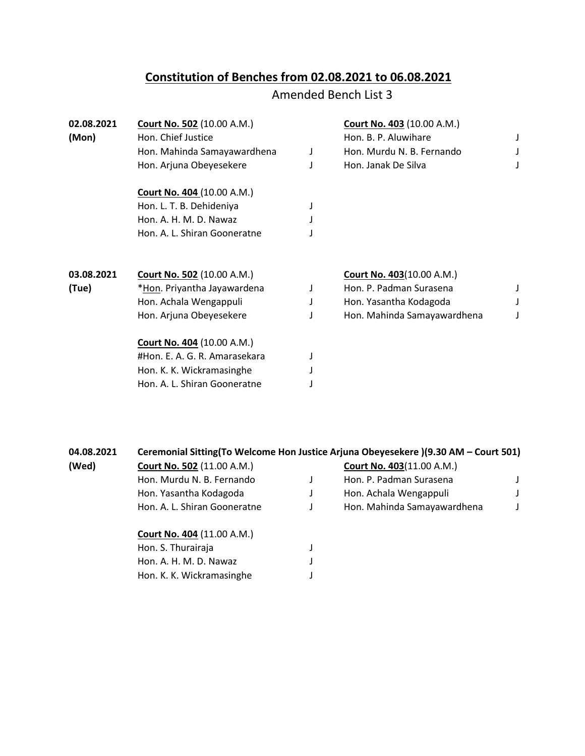# Constitution of Benches from 02.08.2021 to 06.08.2021

Amended Bench List 3

**02.08.2021 (Mon)**

**Court No. 502** (10.00 A.M.)

| | |
|---|---|
| Hon. Chief Justice | |
| Hon. Mahinda Samayawardhena | J |
| Hon. Arjuna Obeyesekere | J |

**Court No. 403** (10.00 A.M.)

| | |
|---|---|
| Hon. B. P. Aluwihare | J |
| Hon. Murdu N. B. Fernando | J |
| Hon. Janak De Silva | J |

**Court No. 404** (10.00 A.M.)

| | |
|---|---|
| Hon. L. T. B. Dehideniya | J |
| Hon. A. H. M. D. Nawaz | J |
| Hon. A. L. Shiran Gooneratne | J |

**03.08.2021 (Tue)**

**Court No. 502** (10.00 A.M.)

| | |
|---|---|
| *Hon. Priyantha Jayawardena | J |
| Hon. Achala Wengappuli | J |
| Hon. Arjuna Obeyesekere | J |

**Court No. 403**(10.00 A.M.)

| | |
|---|---|
| Hon. P. Padman Surasena | J |
| Hon. Yasantha Kodagoda | J |
| Hon. Mahinda Samayawardhena | J |

**Court No. 404** (10.00 A.M.)

| | |
|---|---|
| #Hon. E. A. G. R. Amarasekara | J |
| Hon. K. K. Wickramasinghe | J |
| Hon. A. L. Shiran Gooneratne | J |

**04.08.2021 (Wed)**

**Ceremonial Sitting(To Welcome Hon Justice Arjuna Obeyesekere )(9.30 AM – Court 501)**

**Court No. 502** (11.00 A.M.)

| | |
|---|---|
| Hon. Murdu N. B. Fernando | J |
| Hon. Yasantha Kodagoda | J |
| Hon. A. L. Shiran Gooneratne | J |

**Court No. 403**(11.00 A.M.)

| | |
|---|---|
| Hon. P. Padman Surasena | J |
| Hon. Achala Wengappuli | J |
| Hon. Mahinda Samayawardhena | J |

**Court No. 404** (11.00 A.M.)

| | |
|---|---|
| Hon. S. Thurairaja | J |
| Hon. A. H. M. D. Nawaz | J |
| Hon. K. K. Wickramasinghe | J |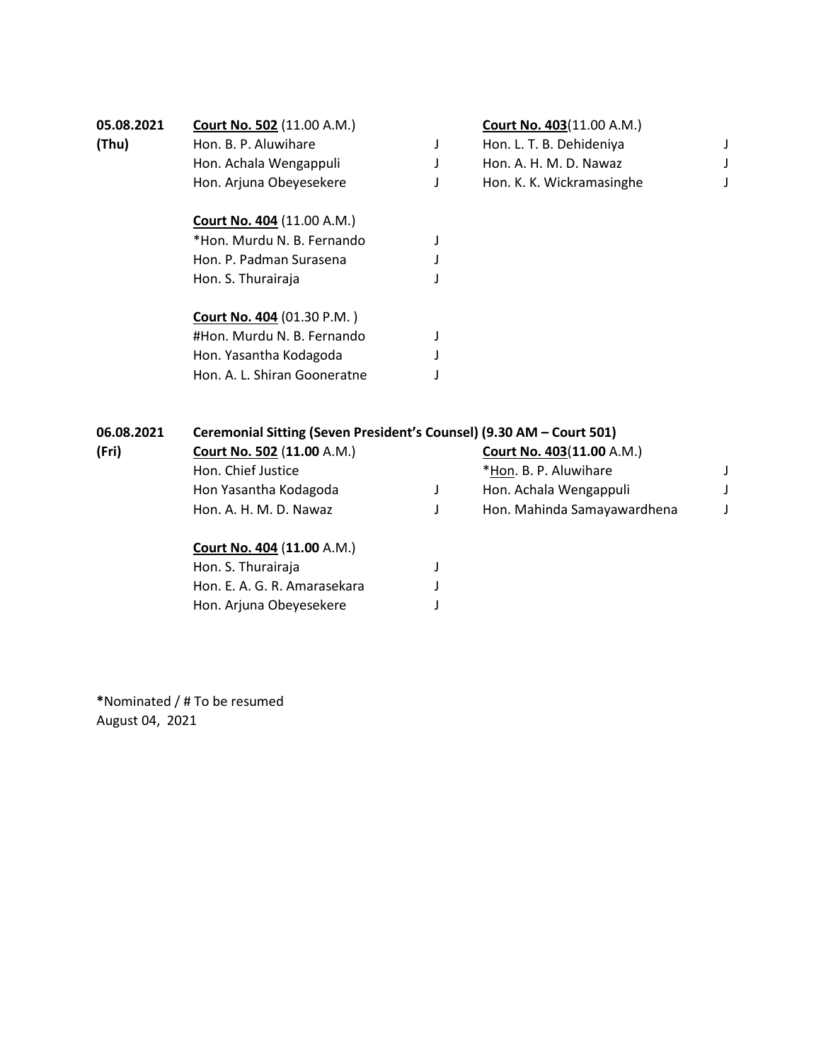**05.08.2021 (Thu)**

**Court No. 502** (11.00 A.M.)

| | |
|---|---|
| Hon. B. P. Aluwihare | J |
| Hon. Achala Wengappuli | J |
| Hon. Arjuna Obeyesekere | J |

**Court No. 403**(11.00 A.M.)

| | |
|---|---|
| Hon. L. T. B. Dehideniya | J |
| Hon. A. H. M. D. Nawaz | J |
| Hon. K. K. Wickramasinghe | J |

**Court No. 404** (11.00 A.M.)

| | |
|---|---|
| *Hon. Murdu N. B. Fernando | J |
| Hon. P. Padman Surasena | J |
| Hon. S. Thurairaja | J |

**Court No. 404** (01.30 P.M. )

| | |
|---|---|
| #Hon. Murdu N. B. Fernando | J |
| Hon. Yasantha Kodagoda | J |
| Hon. A. L. Shiran Gooneratne | J |

**06.08.2021 (Fri)**

**Ceremonial Sitting (Seven President's Counsel) (9.30 AM – Court 501)**

**Court No. 502** (**11.00** A.M.)

| | |
|---|---|
| Hon. Chief Justice | |
| Hon Yasantha Kodagoda | J |
| Hon. A. H. M. D. Nawaz | J |

**Court No. 403**(**11.00** A.M.)

| | |
|---|---|
| *Hon. B. P. Aluwihare | J |
| Hon. Achala Wengappuli | J |
| Hon. Mahinda Samayawardhena | J |

**Court No. 404** (**11.00** A.M.)

| | |
|---|---|
| Hon. S. Thurairaja | J |
| Hon. E. A. G. R. Amarasekara | J |
| Hon. Arjuna Obeyesekere | J |

**\***Nominated / # To be resumed

August 04, 2021